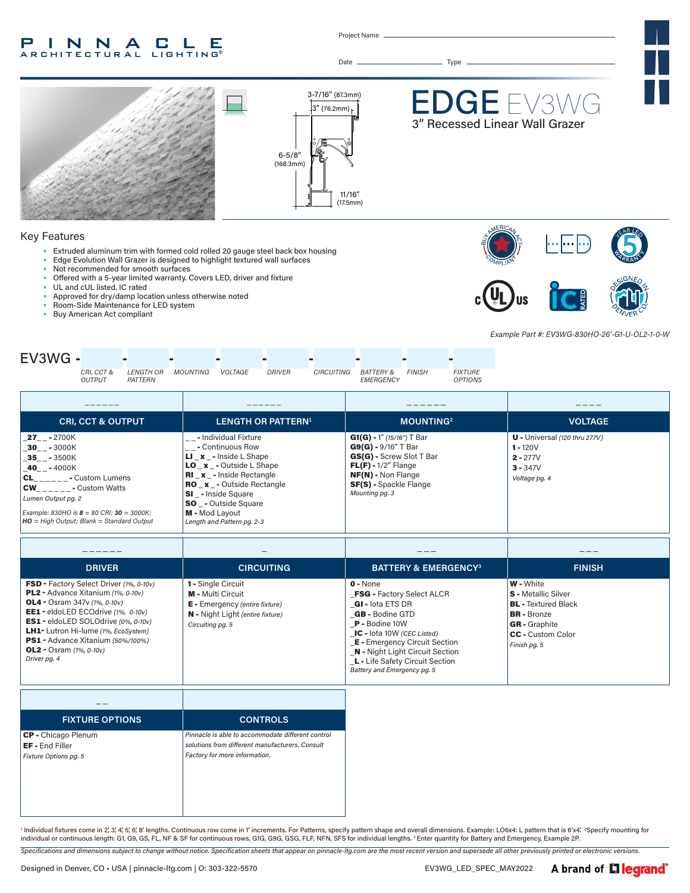PINNACLE ARCHITECTURAL LIGHTING®

Project Name ______

Date ______ Type ______

# EDGE EV3WG

## 3" Recessed Linear Wall Grazer

3-7/16" (87.3mm)
3" (76.2mm)
6-5/8" (168.3mm)
11/16" (17.5mm)

## Key Features

- Extruded aluminum trim with formed cold rolled 20 gauge steel back box housing
- Edge Evolution Wall Grazer is designed to highlight textured wall surfaces
- Not recommended for smooth surfaces
- Offered with a 5-year limited warranty. Covers LED, driver and fixture
- UL and cUL listed. IC rated
- Approved for dry/damp location unless otherwise noted
- Room-Side Maintenance for LED system
- Buy American Act compliant

*Example Part #: EV3WG-830HO-26'-G1-U-OL2-1-0-W*

EV3WG - [CRI, CCT & OUTPUT] - [LENGTH OR PATTERN] - [MOUNTING] - [VOLTAGE] - [DRIVER] - [CIRCUITING] - [BATTERY & EMERGENCY] - [FINISH] - [FIXTURE OPTIONS]

| CRI, CCT & OUTPUT | LENGTH OR PATTERN[1] | MOUNTING[2] | VOLTAGE |
|---|---|---|---|
| _ _ _ _ _ _ | _ _ _ _ _ _ | _ _ _ _ _ _ | _ _ _ _ |
| **_27_ _** - 2700K<br>**_30_ _** - 3000K<br>**_35_ _** - 3500K<br>**_40_ _** - 4000K<br>**CL_ _ _ _ _ _** - Custom Lumens<br>**CW_ _ _ _ _ _** - Custom Watts<br>*Lumen Output pg. 2*<br>*Example: 830HO is **8** = 80 CRI; **30** = 3000K; **HO** = High Output; Blank = Standard Output* | **_ _** - Individual Fixture<br>**_ _** - Continuous Row<br>**LI _ x _** - Inside L Shape<br>**LO _ x _** - Outside L Shape<br>**RI _ x _** - Inside Rectangle<br>**RO _ x _** - Outside Rectangle<br>**SI _** - Inside Square<br>**SO _** - Outside Square<br>**M** - Mod Layout<br>*Length and Pattern pg. 2-3* | **G1(G)** - 1" *(15/16")* T Bar<br>**G9(G)** - 9/16" T Bar<br>**GS(G)** - Screw Slot T Bar<br>**FL(F)** - 1/2" Flange<br>**NF(N)** - Non Flange<br>**SF(S)** - Spackle Flange<br>*Mounting pg. 3* | **U** - Universal *(120 thru 277V)*<br>**1** - 120V<br>**2** - 277V<br>**3** - 347V<br>*Voltage pg. 4* |

| DRIVER | CIRCUITING | BATTERY & EMERGENCY[3] | FINISH |
|---|---|---|---|
| _ _ _ _ _ _ | _ | _ _ _ | _ _ _ |
| **FSD** - Factory Select Driver *(1%, 0-10v)*<br>**PL2** - Advance Xitanium *(1%, 0-10v)*<br>**OL4** - Osram 347v *(1%, 0-10v)*<br>**EE1** - eldoLED ECOdrive *(1%, 0-10v)*<br>**ES1** - eldoLED SOLOdrive *(0%, 0-10v)*<br>**LH1**- Lutron Hi-lume *(1%, EcoSystem)*<br>**PS1** - Advance Xitanium *(50%/100%)*<br>**OL2** - Osram *(1%, 0-10v)*<br>*Driver pg. 4* | **1** - Single Circuit<br>**M** - Multi Circuit<br>**E** - Emergency *(entire fixture)*<br>**N** - Night Light *(entire fixture)*<br>*Circuiting pg. 5* | **0** - None<br>**_FSG** - Factory Select ALCR<br>**_GI** - Iota ETS DR<br>**_GB** - Bodine GTD<br>**_P** - Bodine 10W<br>**_IC** - Iota 10W *(CEC Listed)*<br>**_E** - Emergency Circuit Section<br>**_N** - Night Light Circuit Section<br>**_L** - Life Safety Circuit Section<br>*Battery and Emergency pg. 5* | **W** - White<br>**S** - Metallic Silver<br>**BL** - Textured Black<br>**BR** - Bronze<br>**GR** - Graphite<br>**CC** - Custom Color<br>*Finish pg. 5* |

| FIXTURE OPTIONS | CONTROLS |
|---|---|
| _ _ | |
| **CP** - Chicago Plenum<br>**EF** - End Filler<br>*Fixture Options pg. 5* | *Pinnacle is able to accommodate different control solutions from different manufacturers. Consult Factory for more information.* |

[1] Individual fixtures come in 2', 3', 4', 5', 6', 8' lengths. Continuous row come in 1' increments. For Patterns, specify pattern shape and overall dimensions. Example: LO6x4: L pattern that is 6'x4'. [2]Specify mounting for individual or continuous length: G1, G9, GS, FL, NF & SF for continuous rows, G1G, G9G, GSG, FLF, NFN, SFS for individual lights. [3] Enter quantity for Battery and Emergency, Example 2P.

*Specifications and dimensions subject to change without notice. Specification sheets that appear on pinnacle-ltg.com are the most recent version and supersede all other previously printed or electronic versions.*

Designed in Denver, CO • USA | pinnacle-ltg.com | O: 303-322-5570 EV3WG_LED_SPEC_MAY2022 A brand of legrand®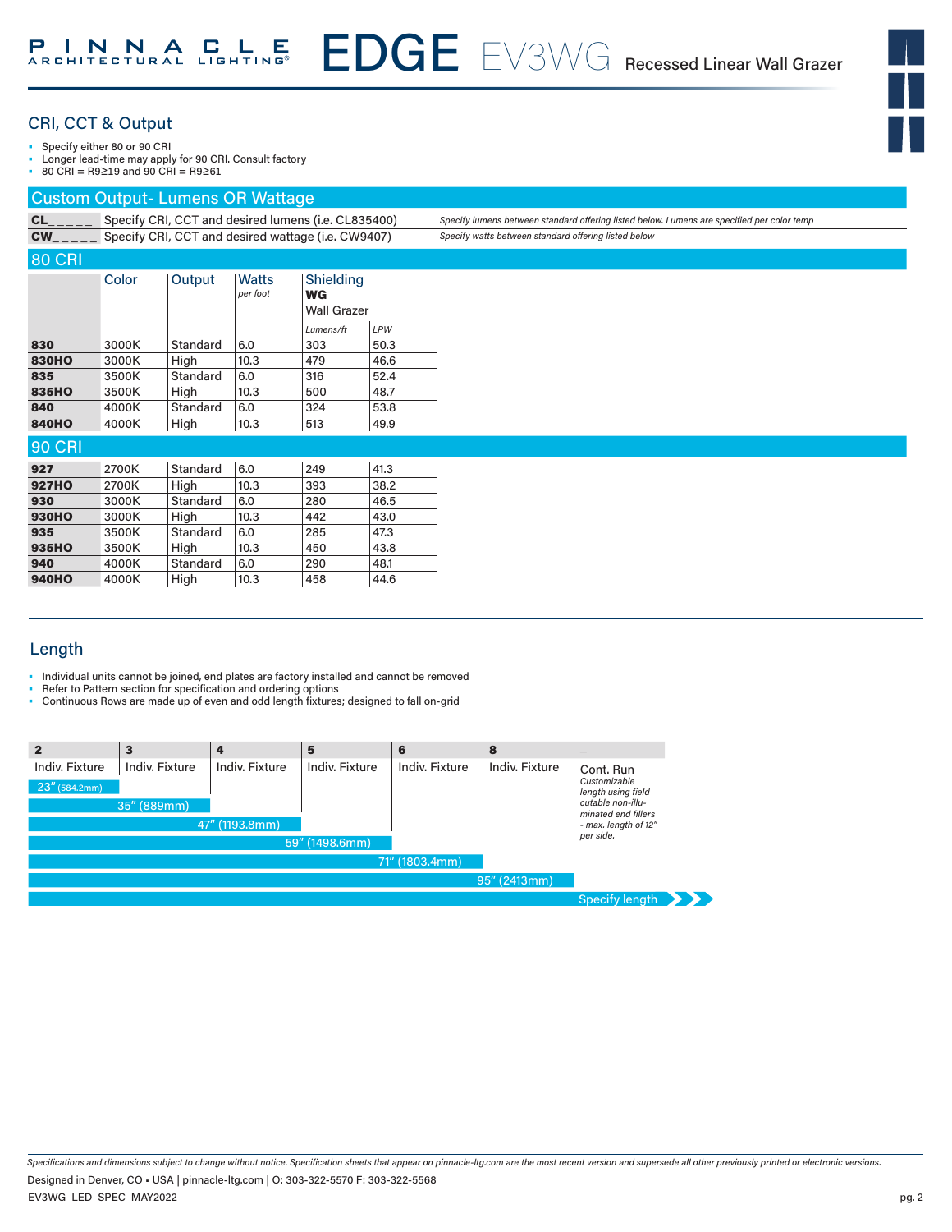# EDGE EV3WG Recessed Linear Wall Grazer

## CRI, CCT & Output

- Specify either 80 or 90 CRI
- Longer lead-time may apply for 90 CRI. Consult factory
- 80 CRI = R9≥19 and 90 CRI = R9≥61

### Custom Output- Lumens OR Wattage

| | | |
|---|---|---|
| **CL_ _ _ _ _** | Specify CRI, CCT and desired lumens (i.e. CL835400) | *Specify lumens between standard offering listed below. Lumens are specified per color temp* |
| **CW_ _ _ _ _** | Specify CRI, CCT and desired wattage (i.e. CW9407) | *Specify watts between standard offering listed below* |

### 80 CRI

| | Color | Output | Watts *per foot* | Shielding **WG** Wall Grazer *Lumens/ft* | *LPW* |
|---|---|---|---|---|---|
| **830** | 3000K | Standard | 6.0 | 303 | 50.3 |
| **830HO** | 3000K | High | 10.3 | 479 | 46.6 |
| **835** | 3500K | Standard | 6.0 | 316 | 52.4 |
| **835HO** | 3500K | High | 10.3 | 500 | 48.7 |
| **840** | 4000K | Standard | 6.0 | 324 | 53.8 |
| **840HO** | 4000K | High | 10.3 | 513 | 49.9 |

### 90 CRI

| | Color | Output | Watts *per foot* | *Lumens/ft* | *LPW* |
|---|---|---|---|---|---|
| **927** | 2700K | Standard | 6.0 | 249 | 41.3 |
| **927HO** | 2700K | High | 10.3 | 393 | 38.2 |
| **930** | 3000K | Standard | 6.0 | 280 | 46.5 |
| **930HO** | 3000K | High | 10.3 | 442 | 43.0 |
| **935** | 3500K | Standard | 6.0 | 285 | 47.3 |
| **935HO** | 3500K | High | 10.3 | 450 | 43.8 |
| **940** | 4000K | Standard | 6.0 | 290 | 48.1 |
| **940HO** | 4000K | High | 10.3 | 458 | 44.6 |

## Length

- Individual units cannot be joined, end plates are factory installed and cannot be removed
- Refer to Pattern section for specification and ordering options
- Continuous Rows are made up of even and odd length fixtures; designed to fall on-grid

| **2** | **3** | **4** | **5** | **6** | **8** | **_** |
|---|---|---|---|---|---|---|
| Indiv. Fixture | Indiv. Fixture | Indiv. Fixture | Indiv. Fixture | Indiv. Fixture | Indiv. Fixture | Cont. Run *Customizable length using field cutable non-illuminated end fillers - max. length of 12" per side.* |
| 23" (584.2mm) | 35" (889mm) | 47" (1193.8mm) | 59" (1498.6mm) | 71" (1803.4mm) | 95" (2413mm) | Specify length |

*Specifications and dimensions subject to change without notice. Specification sheets that appear on pinnacle-ltg.com are the most recent version and supersede all other previously printed or electronic versions.*

Designed in Denver, CO • USA | pinnacle-ltg.com | O: 303-322-5570 F: 303-322-5568

EV3WG_LED_SPEC_MAY2022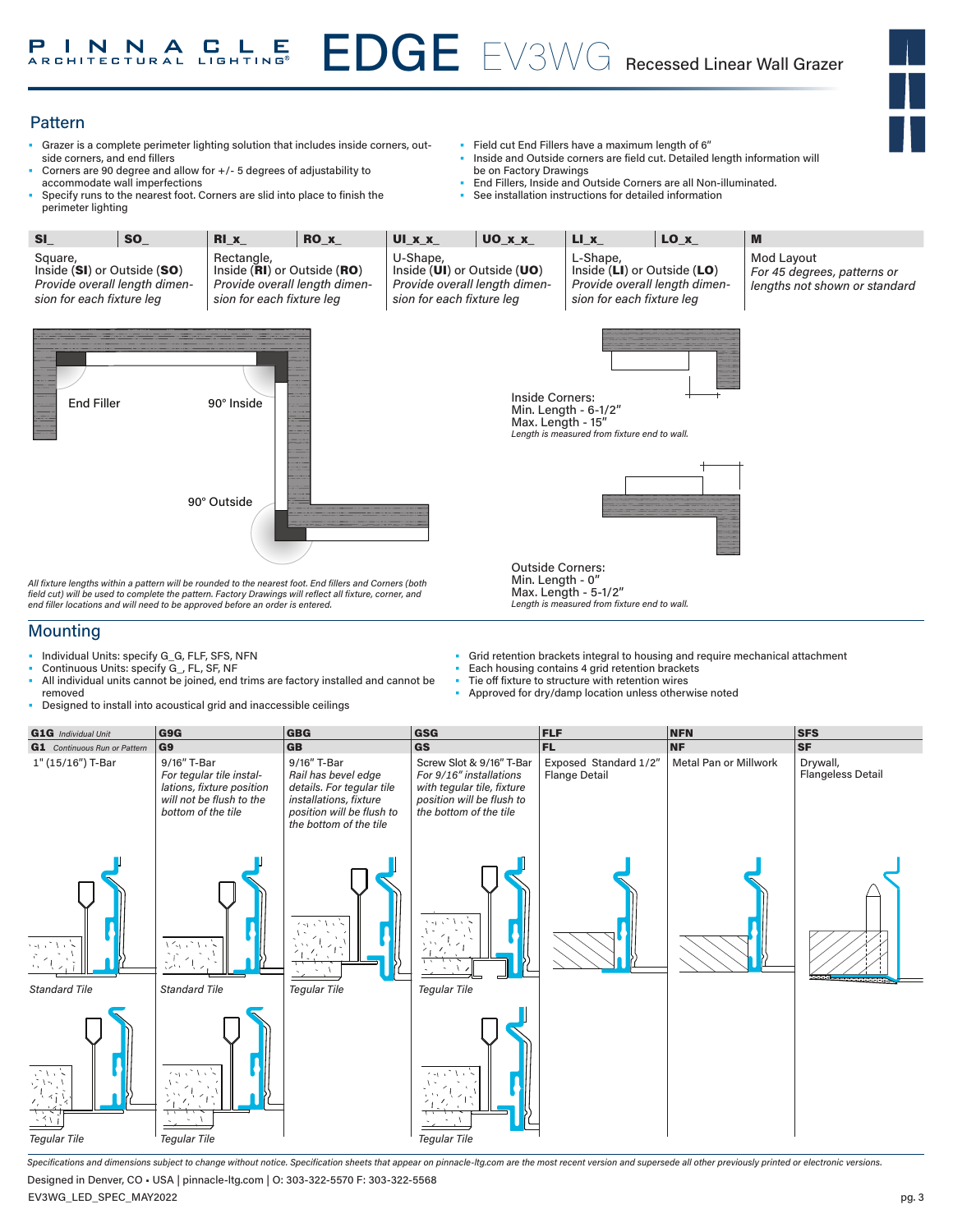# EDGE EV3WG Recessed Linear Wall Grazer

## Pattern

- Grazer is a complete perimeter lighting solution that includes inside corners, outside corners, and end fillers
- Corners are 90 degree and allow for +/- 5 degrees of adjustability to accommodate wall imperfections
- Specify runs to the nearest foot. Corners are slid into place to finish the perimeter lighting
- Field cut End Fillers have a maximum length of 6"
- Inside and Outside corners are field cut. Detailed length information will be on Factory Drawings
- End Fillers, Inside and Outside Corners are all Non-illuminated.
- See installation instructions for detailed information

| SI_ | SO_ | RI_x_ | RO_x_ | UI_x_x_ | UO_x_x_ | LI_x_ | LO_x_ | M |
|---|---|---|---|---|---|---|---|---|
| Square, Inside (**SI**) or Outside (**SO**) *Provide overall length dimension for each fixture leg* | | Rectangle, Inside (**RI**) or Outside (**RO**) *Provide overall length dimension for each fixture leg* | | U-Shape, Inside (**UI**) or Outside (**UO**) *Provide overall length dimension for each fixture leg* | | L-Shape, Inside (**LI**) or Outside (**LO**) *Provide overall length dimension for each fixture leg* | | Mod Layout *For 45 degrees, patterns or lengths not shown or standard* |

End Filler

90° Inside

90° Outside

*All fixture lengths within a pattern will be rounded to the nearest foot. End fillers and Corners (both field cut) will be used to complete the pattern. Factory Drawings will reflect all fixture, corner, and end filler locations and will need to be approved before an order is entered.*

Inside Corners:
Min. Length - 6-1/2"
Max. Length - 15"
*Length is measured from fixture end to wall.*

Outside Corners:
Min. Length - 0"
Max. Length - 5-1/2"
*Length is measured from fixture end to wall.*

## Mounting

- Individual Units: specify G_G, FLF, SFS, NFN
- Continuous Units: specify G_, FL, SF, NF
- All individual units cannot be joined, end trims are factory installed and cannot be removed
- Designed to install into acoustical grid and inaccessible ceilings
- Grid retention brackets integral to housing and require mechanical attachment
- Each housing contains 4 grid retention brackets
- Tie off fixture to structure with retention wires
- Approved for dry/damp location unless otherwise noted

| **G1G** *Individual Unit* | **G9G** | **GBG** | **GSG** | **FLF** | **NFN** | **SFS** |
|---|---|---|---|---|---|---|
| **G1** *Continuous Run or Pattern* | **G9** | **GB** | **GS** | **FL** | **NF** | **SF** |
| 1" (15/16") T-Bar | 9/16" T-Bar *For tegular tile installations, fixture position will not be flush to the bottom of the tile* | 9/16" T-Bar *Rail has bevel edge details. For tegular tile installations, fixture position will be flush to the bottom of the tile* | Screw Slot & 9/16" T-Bar *For 9/16" installations with tegular tile, fixture position will be flush to the bottom of the tile* | Exposed Standard 1/2" Flange Detail | Metal Pan or Millwork | Drywall, Flangeless Detail |
| *Standard Tile* | *Standard Tile* | *Tegular Tile* | *Tegular Tile* | | | |
| *Tegular Tile* | *Tegular Tile* | | *Tegular Tile* | | | |

*Specifications and dimensions subject to change without notice. Specification sheets that appear on pinnacle-ltg.com are the most recent version and supersede all other previously printed or electronic versions.*

Designed in Denver, CO • USA | pinnacle-ltg.com | O: 303-322-5570 F: 303-322-5568

EV3WG_LED_SPEC_MAY2022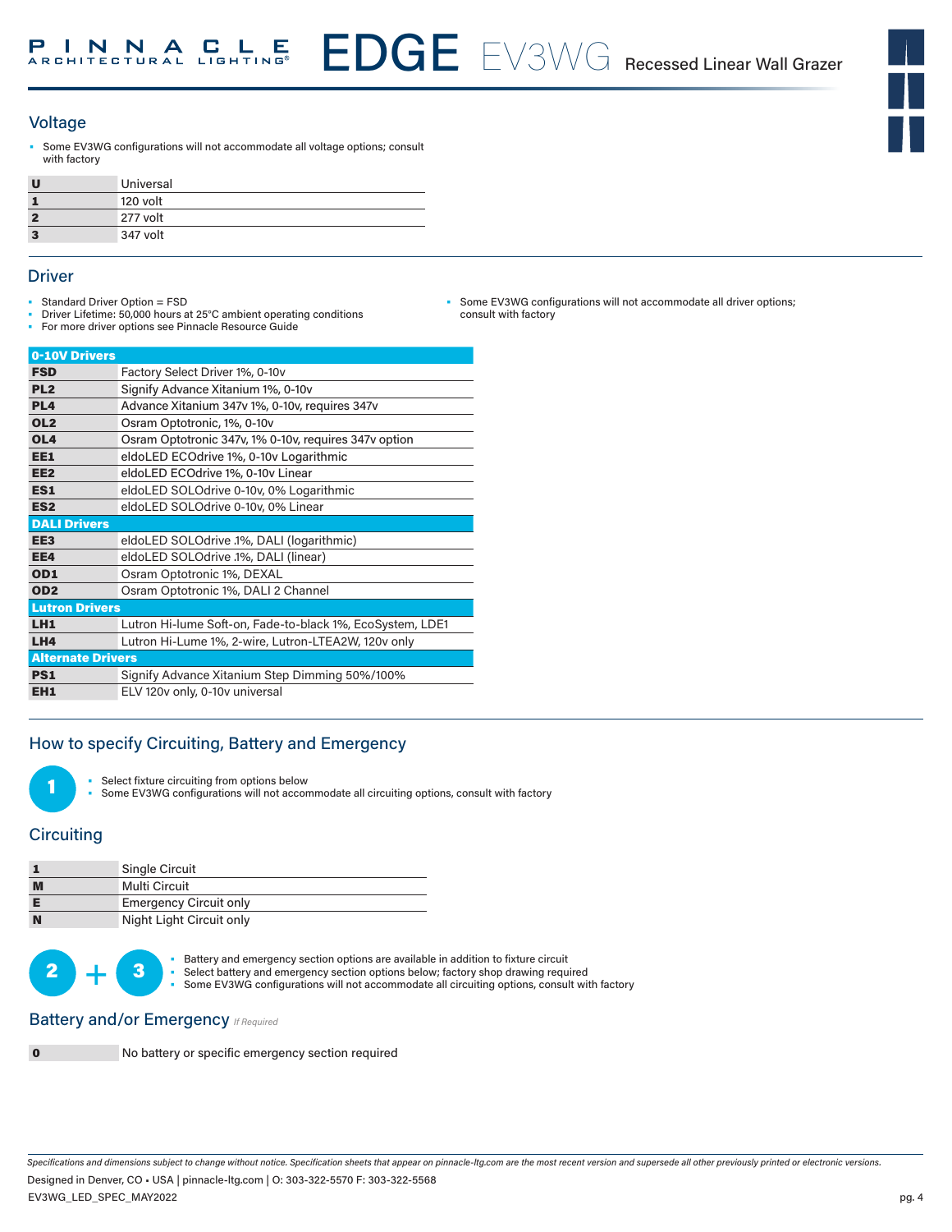## Voltage

- Some EV3WG configurations will not accommodate all voltage options; consult with factory

| | |
|---|---|
| **U** | Universal |
| **1** | 120 volt |
| **2** | 277 volt |
| **3** | 347 volt |

## Driver

- Standard Driver Option = FSD
- Driver Lifetime: 50,000 hours at 25°C ambient operating conditions
- For more driver options see Pinnacle Resource Guide
- Some EV3WG configurations will not accommodate all driver options; consult with factory

| | |
|---|---|
| **0-10V Drivers** | |
| **FSD** | Factory Select Driver 1%, 0-10v |
| **PL2** | Signify Advance Xitanium 1%, 0-10v |
| **PL4** | Advance Xitanium 347v 1%, 0-10v, requires 347v |
| **OL2** | Osram Optotronic, 1%, 0-10v |
| **OL4** | Osram Optotronic 347v, 1% 0-10v, requires 347v option |
| **EE1** | eldoLED ECOdrive 1%, 0-10v Logarithmic |
| **EE2** | eldoLED ECOdrive 1%, 0-10v Linear |
| **ES1** | eldoLED SOLOdrive 0-10v, 0% Logarithmic |
| **ES2** | eldoLED SOLOdrive 0-10v, 0% Linear |
| **DALI Drivers** | |
| **EE3** | eldoLED SOLOdrive .1%, DALI (logarithmic) |
| **EE4** | eldoLED SOLOdrive .1%, DALI (linear) |
| **OD1** | Osram Optotronic 1%, DEXAL |
| **OD2** | Osram Optotronic 1%, DALI 2 Channel |
| **Lutron Drivers** | |
| **LH1** | Lutron Hi-lume Soft-on, Fade-to-black 1%, EcoSystem, LDE1 |
| **LH4** | Lutron Hi-Lume 1%, 2-wire, Lutron-LTEA2W, 120v only |
| **Alternate Drivers** | |
| **PS1** | Signify Advance Xitanium Step Dimming 50%/100% |
| **EH1** | ELV 120v only, 0-10v universal |

## How to specify Circuiting, Battery and Emergency

**1**

- Select fixture circuiting from options below
- Some EV3WG configurations will not accommodate all circuiting options, consult with factory

## Circuiting

| | |
|---|---|
| **1** | Single Circuit |
| **M** | Multi Circuit |
| **E** | Emergency Circuit only |
| **N** | Night Light Circuit only |

**2 + 3**

- Battery and emergency section options are available in addition to fixture circuit
- Select battery and emergency section options below; factory shop drawing required
- Some EV3WG configurations will not accommodate all circuiting options, consult with factory

## Battery and/or Emergency *If Required*

| | |
|---|---|
| **0** | No battery or specific emergency section required |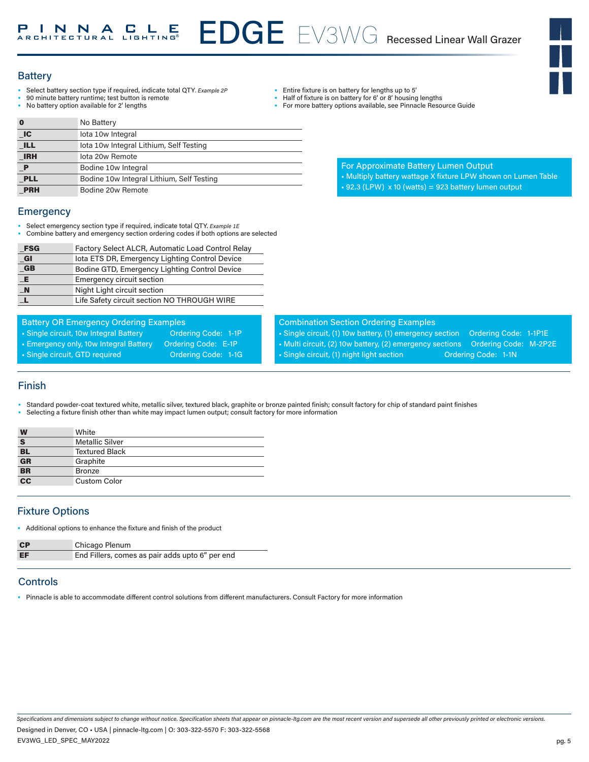## Battery

- Select battery section type if required, indicate total QTY. *Example 2P*
- 90 minute battery runtime; test button is remote
- No battery option available for 2' lengths
- Entire fixture is on battery for lengths up to 5'
- Half of fixture is on battery for 6' or 8' housing lengths
- For more battery options available, see Pinnacle Resource Guide

| | |
|---|---|
| **0** | No Battery |
| **_IC** | Iota 10w Integral |
| **_ILL** | Iota 10w Integral Lithium, Self Testing |
| **_IRH** | Iota 20w Remote |
| **_P** | Bodine 10w Integral |
| **_PLL** | Bodine 10w Integral Lithium, Self Testing |
| **_PRH** | Bodine 20w Remote |

**For Approximate Battery Lumen Output**
- Multiply battery wattage X fixture LPW shown on Lumen Table
- 92.3 (LPW) x 10 (watts) = 923 battery lumen output

## Emergency

- Select emergency section type if required, indicate total QTY. *Example 1E*
- Combine battery and emergency section ordering codes if both options are selected

| | |
|---|---|
| **_FSG** | Factory Select ALCR, Automatic Load Control Relay |
| **_GI** | Iota ETS DR, Emergency Lighting Control Device |
| **_GB** | Bodine GTD, Emergency Lighting Control Device |
| **_E** | Emergency circuit section |
| **_N** | Night Light circuit section |
| **_L** | Life Safety circuit section NO THROUGH WIRE |

**Battery OR Emergency Ordering Examples**
- Single circuit, 10w Integral Battery — Ordering Code: 1-1P
- Emergency only, 10w Integral Battery — Ordering Code: E-1P
- Single circuit, GTD required — Ordering Code: 1-1G

**Combination Section Ordering Examples**
- Single circuit, (1) 10w battery, (1) emergency section — Ordering Code: 1-1P1E
- Multi circuit, (2) 10w battery, (2) emergency sections — Ordering Code: M-2P2E
- Single circuit, (1) night light section — Ordering Code: 1-1N

## Finish

- Standard powder-coat textured white, metallic silver, textured black, graphite or bronze painted finish; consult factory for chip of standard paint finishes
- Selecting a fixture finish other than white may impact lumen output; consult factory for more information

| | |
|---|---|
| **W** | White |
| **S** | Metallic Silver |
| **BL** | Textured Black |
| **GR** | Graphite |
| **BR** | Bronze |
| **CC** | Custom Color |

## Fixture Options

- Additional options to enhance the fixture and finish of the product

| | |
|---|---|
| **CP** | Chicago Plenum |
| **EF** | End Fillers, comes as pair adds upto 6" per end |

## Controls

- Pinnacle is able to accommodate different control solutions from different manufacturers. Consult Factory for more information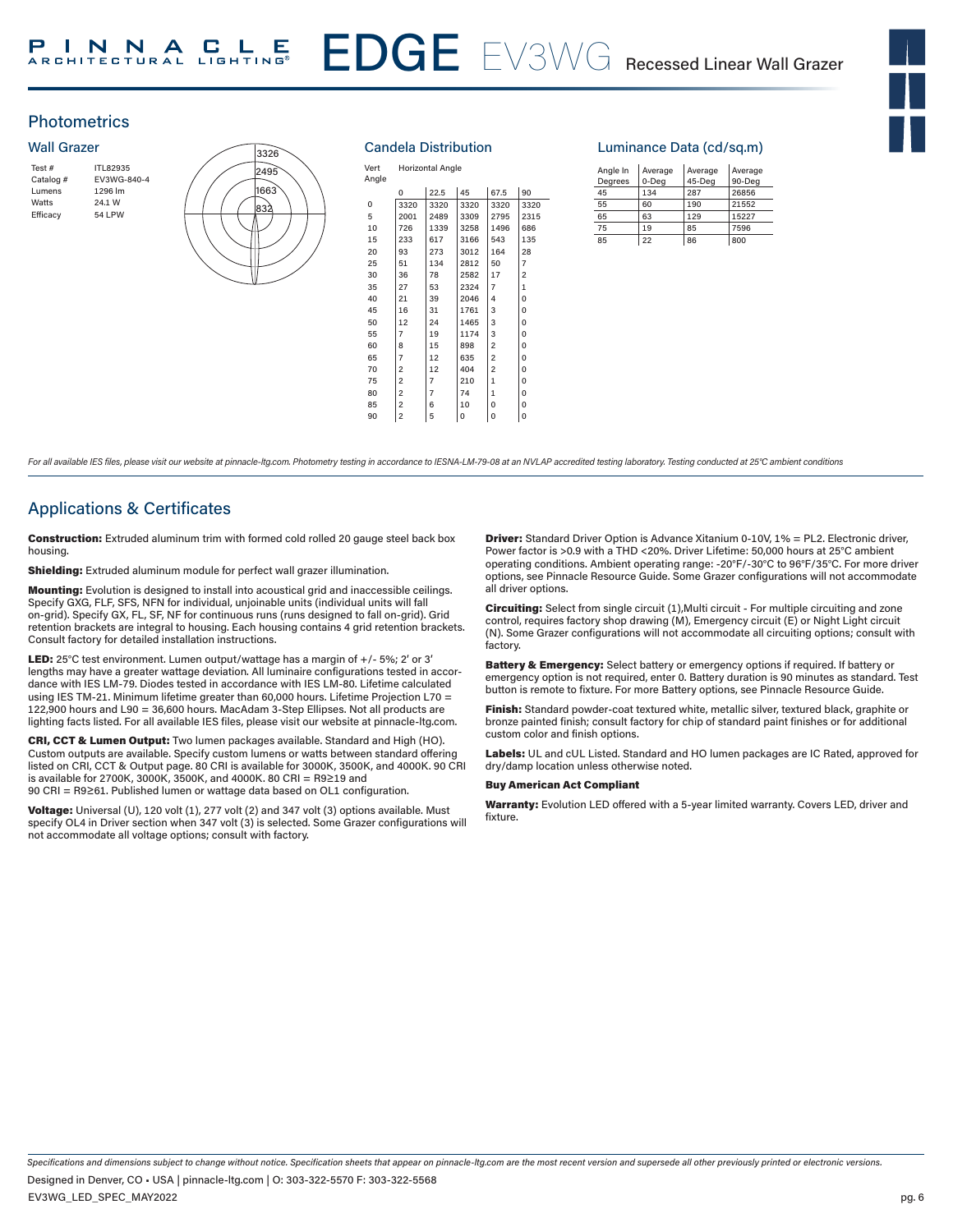## Photometrics

### Wall Grazer

| | |
|---|---|
| Test # | ITL82935 |
| Catalog # | EV3WG-840-4 |
| Lumens | 1296 lm |
| Watts | 24.1 W |
| Efficacy | 54 LPW |

3326
2495
1663
832

### Candela Distribution

| Vert Angle | Horizontal Angle | | | | |
|---|---|---|---|---|---|
| | 0 | 22.5 | 45 | 67.5 | 90 |
| 0 | 3320 | 3320 | 3320 | 3320 | 3320 |
| 5 | 2001 | 2489 | 3309 | 2795 | 2315 |
| 10 | 726 | 1339 | 3258 | 1496 | 686 |
| 15 | 233 | 617 | 3166 | 543 | 135 |
| 20 | 93 | 273 | 3012 | 164 | 28 |
| 25 | 51 | 134 | 2812 | 50 | 7 |
| 30 | 36 | 78 | 2582 | 17 | 2 |
| 35 | 27 | 53 | 2324 | 7 | 1 |
| 40 | 21 | 39 | 2046 | 4 | 0 |
| 45 | 16 | 31 | 1761 | 3 | 0 |
| 50 | 12 | 24 | 1465 | 3 | 0 |
| 55 | 7 | 19 | 1174 | 3 | 0 |
| 60 | 8 | 15 | 898 | 2 | 0 |
| 65 | 7 | 12 | 635 | 2 | 0 |
| 70 | 2 | 12 | 404 | 2 | 0 |
| 75 | 2 | 7 | 210 | 1 | 0 |
| 80 | 2 | 7 | 74 | 1 | 0 |
| 85 | 2 | 6 | 10 | 0 | 0 |
| 90 | 2 | 5 | 0 | 0 | 0 |

### Luminance Data (cd/sq.m)

| Angle In Degrees | Average 0-Deg | Average 45-Deg | Average 90-Deg |
|---|---|---|---|
| 45 | 134 | 287 | 26856 |
| 55 | 60 | 190 | 21552 |
| 65 | 63 | 129 | 15227 |
| 75 | 19 | 85 | 7596 |
| 85 | 22 | 86 | 800 |

*For all available IES files, please visit our website at pinnacle-ltg.com. Photometry testing in accordance to IESNA-LM-79-08 at an NVLAP accredited testing laboratory. Testing conducted at 25°C ambient conditions*

## Applications & Certificates

**Construction:** Extruded aluminum trim with formed cold rolled 20 gauge steel back box housing.

**Shielding:** Extruded aluminum module for perfect wall grazer illumination.

**Mounting:** Evolution is designed to install into acoustical grid and inaccessible ceilings. Specify GXG, FLF, SFS, NFN for individual, unjoinable units (individual units will fall on-grid). Specify GX, FL, SF, NF for continuous runs (runs designed to fall on-grid). Grid retention brackets are integral to housing. Each housing contains 4 grid retention brackets. Consult factory for detailed installation instructions.

**LED:** 25°C test environment. Lumen output/wattage has a margin of +/- 5%; 2' or 3' lengths may have a greater wattage deviation. All luminaire configurations tested in accordance with IES LM-79. Diodes tested in accordance with IES LM-80. Lifetime calculated using IES TM-21. Minimum lifetime greater than 60,000 hours. Lifetime Projection L70 = 122,900 hours and L90 = 36,600 hours. MacAdam 3-Step Ellipses. Not all products are lighting facts listed. For all available IES files, please visit our website at pinnacle-ltg.com.

**CRI, CCT & Lumen Output:** Two lumen packages available. Standard and High (HO). Custom outputs are available. Specify custom lumens or watts between standard offering listed on CRI, CCT & Output page. 80 CRI is available for 3000K, 3500K, and 4000K. 90 CRI is available for 2700K, 3000K, 3500K, and 4000K. 80 CRI = R9≥19 and 90 CRI = R9≥61. Published lumen or wattage data based on OL1 configuration.

**Voltage:** Universal (U), 120 volt (1), 277 volt (2) and 347 volt (3) options available. Must specify OL4 in Driver section when 347 volt (3) is selected. Some Grazer configurations will not accommodate all voltage options; consult with factory.

**Driver:** Standard Driver Option is Advance Xitanium 0-10V, 1% = PL2. Electronic driver, Power factor is >0.9 with a THD <20%. Driver Lifetime: 50,000 hours at 25°C ambient operating conditions. Ambient operating range: -20°F/-30°C to 96°F/35°C. For more driver options, see Pinnacle Resource Guide. Some Grazer configurations will not accommodate all driver options.

**Circuiting:** Select from single circuit (1),Multi circuit - For multiple circuiting and zone control, requires factory shop drawing (M), Emergency circuit (E) or Night Light circuit (N). Some Grazer configurations will not accommodate all circuiting options; consult with factory.

**Battery & Emergency:** Select battery or emergency options if required. If battery or emergency option is not required, enter 0. Battery duration is 90 minutes as standard. Test button is remote to fixture. For more Battery options, see Pinnacle Resource Guide.

**Finish:** Standard powder-coat textured white, metallic silver, textured black, graphite or bronze painted finish; consult factory for chip of standard paint finishes or for additional custom color and finish options.

**Labels:** UL and cUL Listed. Standard and HO lumen packages are IC Rated, approved for dry/damp location unless otherwise noted.

**Buy American Act Compliant**

**Warranty:** Evolution LED offered with a 5-year limited warranty. Covers LED, driver and fixture.

*Specifications and dimensions subject to change without notice. Specification sheets that appear on pinnacle-ltg.com are the most recent version and supersede all other previously printed or electronic versions.*

Designed in Denver, CO • USA | pinnacle-ltg.com | O: 303-322-5570 F: 303-322-5568

EV3WG_LED_SPEC_MAY2022